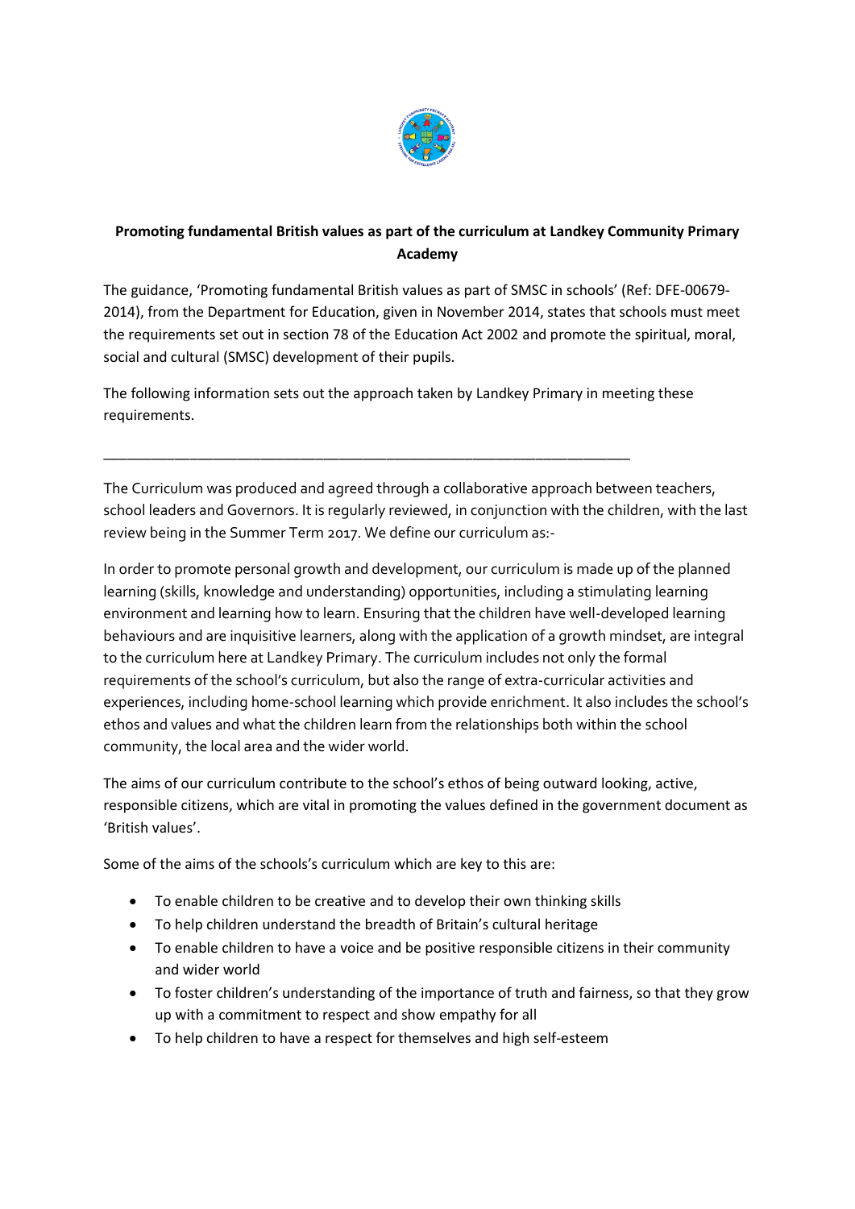**Promoting fundamental British values as part of the curriculum at Landkey Community Primary Academy**

The guidance, 'Promoting fundamental British values as part of SMSC in schools' (Ref: DFE-00679-2014), from the Department for Education, given in November 2014, states that schools must meet the requirements set out in section 78 of the Education Act 2002 and promote the spiritual, moral, social and cultural (SMSC) development of their pupils.

The following information sets out the approach taken by Landkey Primary in meeting these requirements.

---

The Curriculum was produced and agreed through a collaborative approach between teachers, school leaders and Governors. It is regularly reviewed, in conjunction with the children, with the last review being in the Summer Term 2017. We define our curriculum as:-

In order to promote personal growth and development, our curriculum is made up of the planned learning (skills, knowledge and understanding) opportunities, including a stimulating learning environment and learning how to learn. Ensuring that the children have well-developed learning behaviours and are inquisitive learners, along with the application of a growth mindset, are integral to the curriculum here at Landkey Primary. The curriculum includes not only the formal requirements of the school's curriculum, but also the range of extra-curricular activities and experiences, including home-school learning which provide enrichment. It also includes the school's ethos and values and what the children learn from the relationships both within the school community, the local area and the wider world.

The aims of our curriculum contribute to the school's ethos of being outward looking, active, responsible citizens, which are vital in promoting the values defined in the government document as 'British values'.

Some of the aims of the schools's curriculum which are key to this are:

- To enable children to be creative and to develop their own thinking skills
- To help children understand the breadth of Britain's cultural heritage
- To enable children to have a voice and be positive responsible citizens in their community and wider world
- To foster children's understanding of the importance of truth and fairness, so that they grow up with a commitment to respect and show empathy for all
- To help children to have a respect for themselves and high self-esteem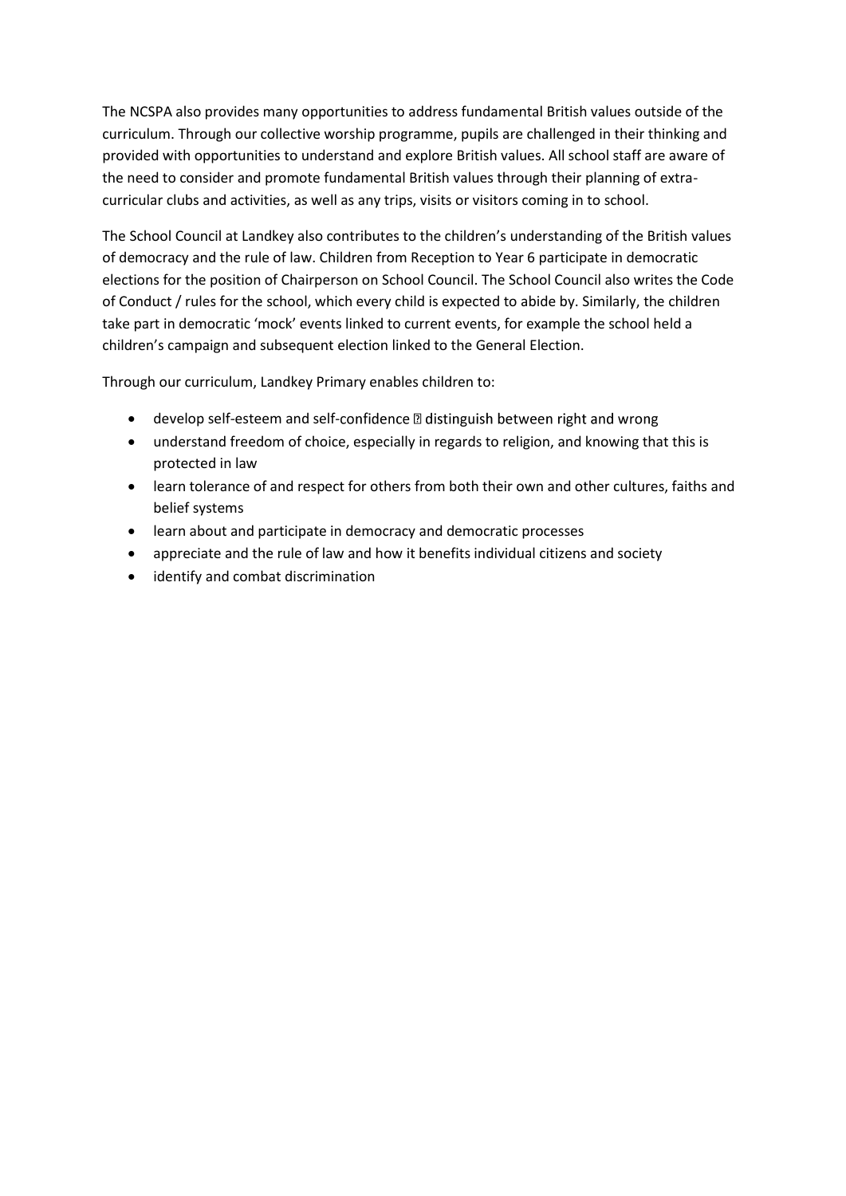The NCSPA also provides many opportunities to address fundamental British values outside of the curriculum. Through our collective worship programme, pupils are challenged in their thinking and provided with opportunities to understand and explore British values. All school staff are aware of the need to consider and promote fundamental British values through their planning of extra-curricular clubs and activities, as well as any trips, visits or visitors coming in to school.

The School Council at Landkey also contributes to the children's understanding of the British values of democracy and the rule of law. Children from Reception to Year 6 participate in democratic elections for the position of Chairperson on School Council. The School Council also writes the Code of Conduct / rules for the school, which every child is expected to abide by. Similarly, the children take part in democratic 'mock' events linked to current events, for example the school held a children's campaign and subsequent election linked to the General Election.

Through our curriculum, Landkey Primary enables children to:

- develop self-esteem and self-confidence  distinguish between right and wrong
- understand freedom of choice, especially in regards to religion, and knowing that this is protected in law
- learn tolerance of and respect for others from both their own and other cultures, faiths and belief systems
- learn about and participate in democracy and democratic processes
- appreciate and the rule of law and how it benefits individual citizens and society
- identify and combat discrimination